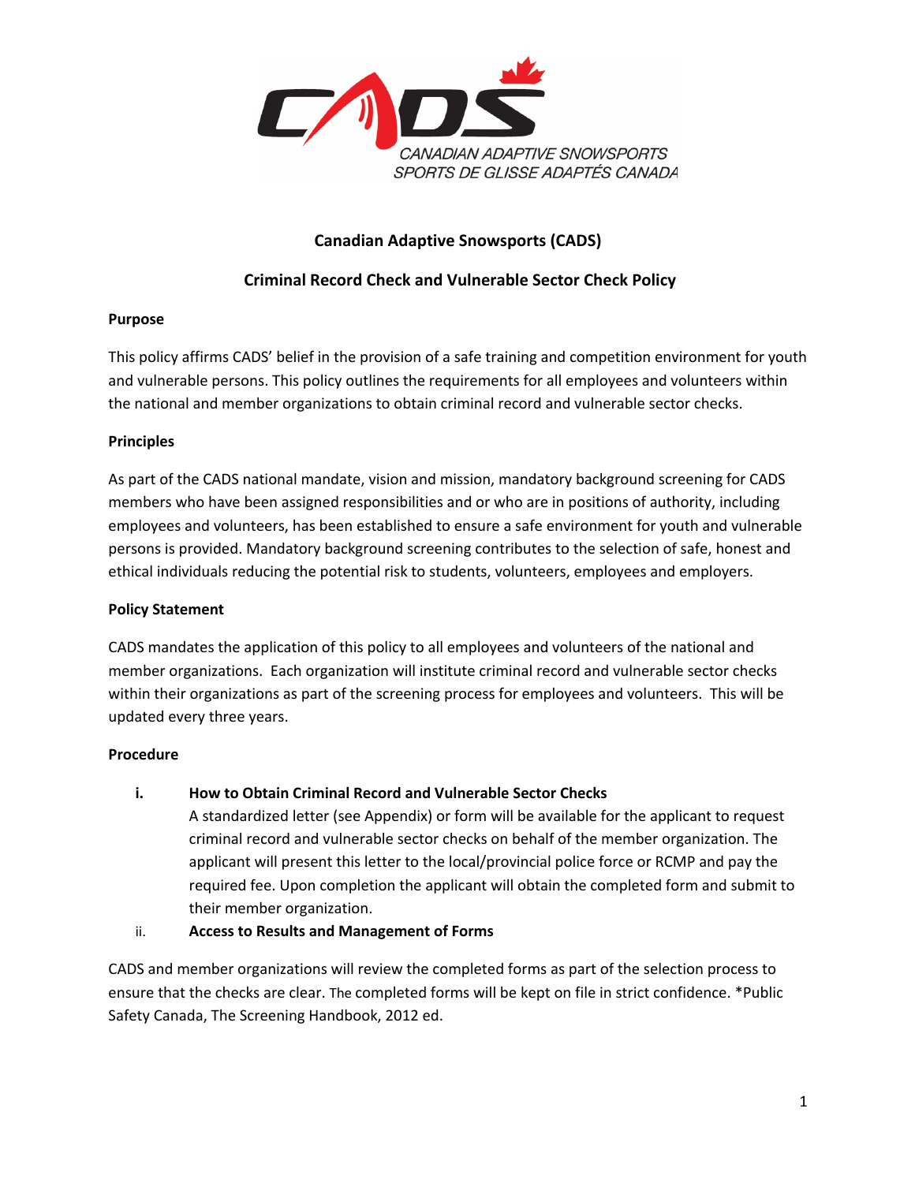CANADIAN ADAPTIVE SNOWSPORTS
SPORTS DE GLISSE ADAPTÉS CANADA

# Canadian Adaptive Snowsports (CADS)

## Criminal Record Check and Vulnerable Sector Check Policy

**Purpose**

This policy affirms CADS' belief in the provision of a safe training and competition environment for youth and vulnerable persons. This policy outlines the requirements for all employees and volunteers within the national and member organizations to obtain criminal record and vulnerable sector checks.

**Principles**

As part of the CADS national mandate, vision and mission, mandatory background screening for CADS members who have been assigned responsibilities and or who are in positions of authority, including employees and volunteers, has been established to ensure a safe environment for youth and vulnerable persons is provided. Mandatory background screening contributes to the selection of safe, honest and ethical individuals reducing the potential risk to students, volunteers, employees and employers.

**Policy Statement**

CADS mandates the application of this policy to all employees and volunteers of the national and member organizations. Each organization will institute criminal record and vulnerable sector checks within their organizations as part of the screening process for employees and volunteers. This will be updated every three years.

**Procedure**

i. **How to Obtain Criminal Record and Vulnerable Sector Checks**
A standardized letter (see Appendix) or form will be available for the applicant to request criminal record and vulnerable sector checks on behalf of the member organization. The applicant will present this letter to the local/provincial police force or RCMP and pay the required fee. Upon completion the applicant will obtain the completed form and submit to their member organization.

ii. **Access to Results and Management of Forms**

CADS and member organizations will review the completed forms as part of the selection process to ensure that the checks are clear. The completed forms will be kept on file in strict confidence. *Public Safety Canada, The Screening Handbook, 2012 ed.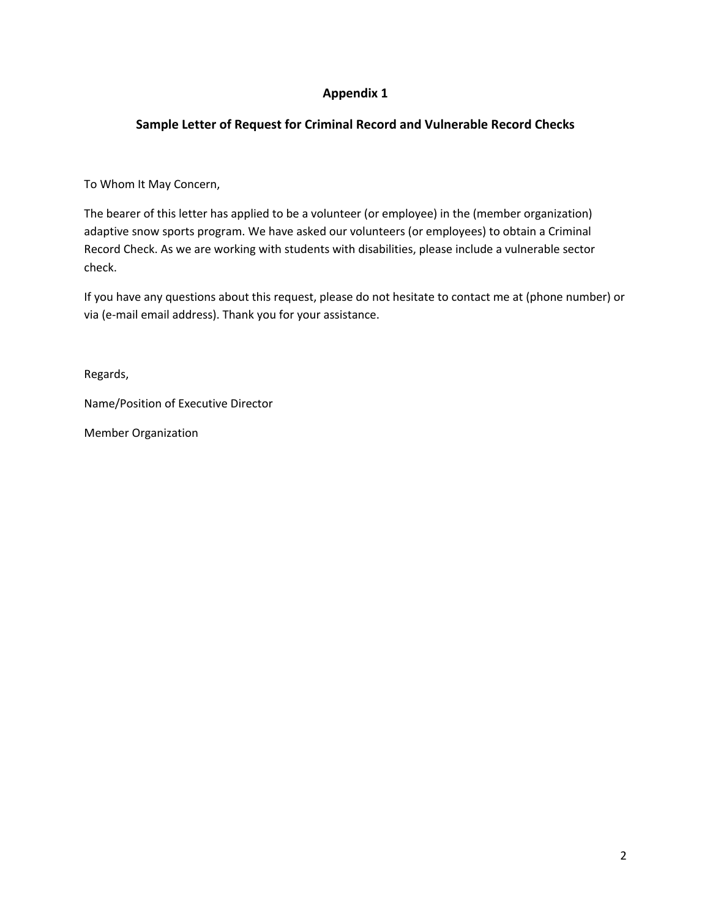## Appendix 1

## Sample Letter of Request for Criminal Record and Vulnerable Record Checks

To Whom It May Concern,

The bearer of this letter has applied to be a volunteer (or employee) in the (member organization) adaptive snow sports program. We have asked our volunteers (or employees) to obtain a Criminal Record Check. As we are working with students with disabilities, please include a vulnerable sector check.

If you have any questions about this request, please do not hesitate to contact me at (phone number) or via (e-mail email address). Thank you for your assistance.

Regards,

Name/Position of Executive Director

Member Organization